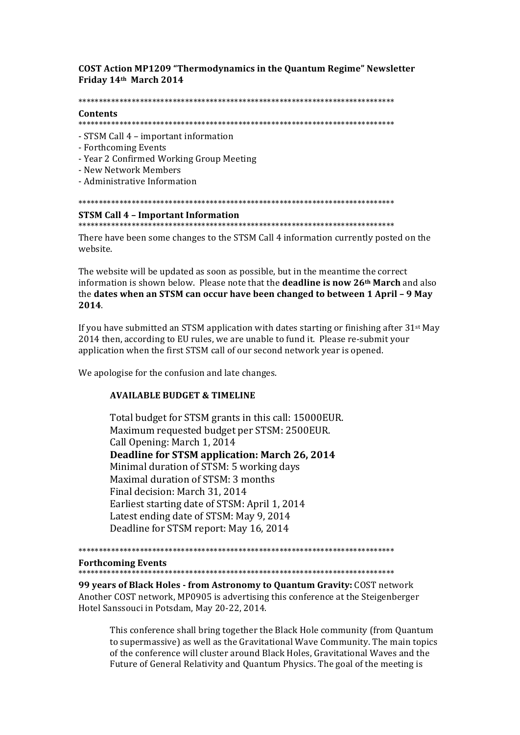**COST Action MP1209 "Thermodynamics in the Quantum Regime" Newsletter**
**Friday 14th March 2014**

*******************************************************************************

**Contents**

*******************************************************************************

- STSM Call 4 – important information
- Forthcoming Events
- Year 2 Confirmed Working Group Meeting
- New Network Members
- Administrative Information

*******************************************************************************

**STSM Call 4 – Important Information**

*******************************************************************************

There have been some changes to the STSM Call 4 information currently posted on the website.

The website will be updated as soon as possible, but in the meantime the correct information is shown below. Please note that the **deadline is now 26th March** and also the **dates when an STSM can occur have been changed to between 1 April – 9 May 2014**.

If you have submitted an STSM application with dates starting or finishing after 31st May 2014 then, according to EU rules, we are unable to fund it. Please re-submit your application when the first STSM call of our second network year is opened.

We apologise for the confusion and late changes.

**AVAILABLE BUDGET & TIMELINE**

Total budget for STSM grants in this call: 15000EUR.
Maximum requested budget per STSM: 2500EUR.
Call Opening: March 1, 2014
**Deadline for STSM application: March 26, 2014**
Minimal duration of STSM: 5 working days
Maximal duration of STSM: 3 months
Final decision: March 31, 2014
Earliest starting date of STSM: April 1, 2014
Latest ending date of STSM: May 9, 2014
Deadline for STSM report: May 16, 2014

*******************************************************************************

**Forthcoming Events**

*******************************************************************************

**99 years of Black Holes - from Astronomy to Quantum Gravity:** COST network
Another COST network, MP0905 is advertising this conference at the Steigenberger Hotel Sanssouci in Potsdam, May 20-22, 2014.

> This conference shall bring together the Black Hole community (from Quantum to supermassive) as well as the Gravitational Wave Community. The main topics of the conference will cluster around Black Holes, Gravitational Waves and the Future of General Relativity and Quantum Physics. The goal of the meeting is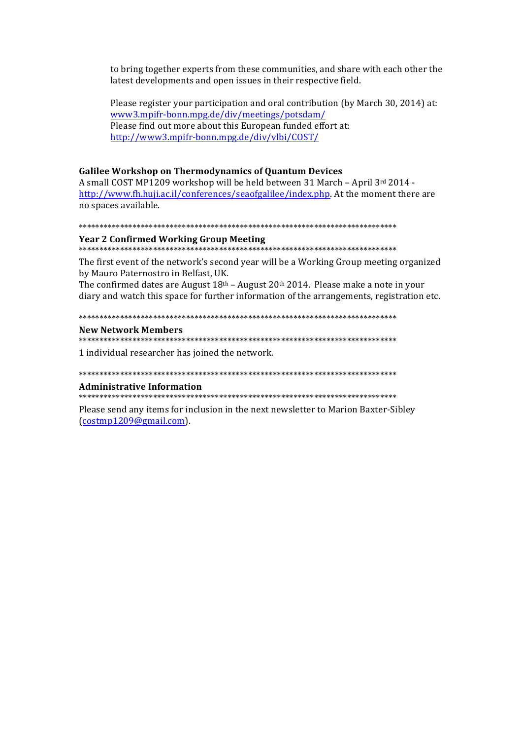to bring together experts from these communities, and share with each other the latest developments and open issues in their respective field.

Please register your participation and oral contribution (by March 30, 2014) at: www3.mpifr-bonn.mpg.de/div/meetings/potsdam/
Please find out more about this European funded effort at: http://www3.mpifr-bonn.mpg.de/div/vlbi/COST/

**Galilee Workshop on Thermodynamics of Quantum Devices**
A small COST MP1209 workshop will be held between 31 March – April 3rd 2014 - http://www.fh.huji.ac.il/conferences/seaofgalilee/index.php. At the moment there are no spaces available.

********************************************************************************

**Year 2 Confirmed Working Group Meeting**

********************************************************************************

The first event of the network's second year will be a Working Group meeting organized by Mauro Paternostro in Belfast, UK.
The confirmed dates are August 18th – August 20th 2014. Please make a note in your diary and watch this space for further information of the arrangements, registration etc.

********************************************************************************

**New Network Members**

********************************************************************************

1 individual researcher has joined the network.

********************************************************************************

**Administrative Information**

********************************************************************************

Please send any items for inclusion in the next newsletter to Marion Baxter-Sibley (costmp1209@gmail.com).